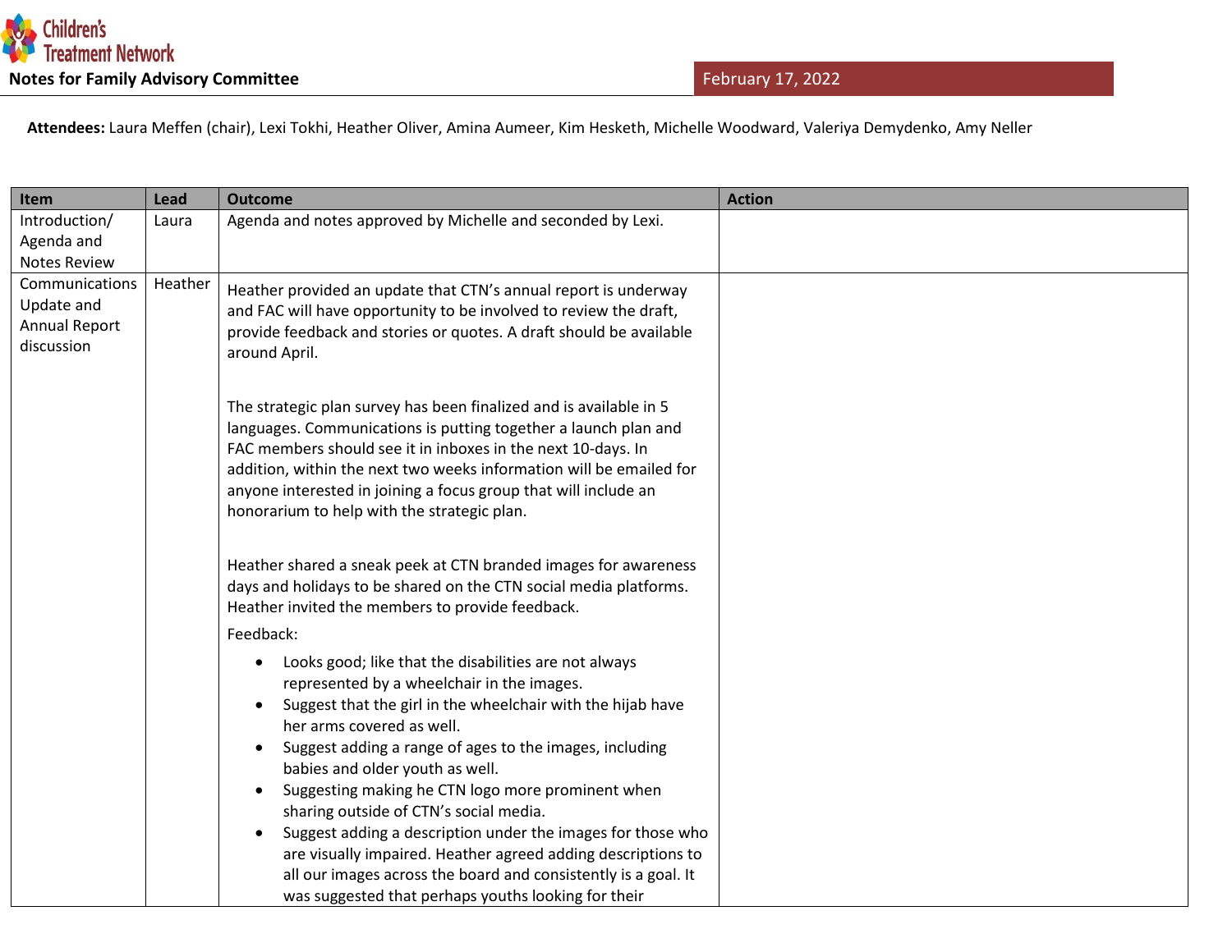Children's Treatment Network

**Notes for Family Advisory Committee** February 17, 2022

**Attendees:** Laura Meffen (chair), Lexi Tokhi, Heather Oliver, Amina Aumeer, Kim Hesketh, Michelle Woodward, Valeriya Demydenko, Amy Neller

| Item | Lead | Outcome | Action |
|---|---|---|---|
| Introduction/ Agenda and Notes Review | Laura | Agenda and notes approved by Michelle and seconded by Lexi. | |
| Communications Update and Annual Report discussion | Heather | Heather provided an update that CTN's annual report is underway and FAC will have opportunity to be involved to review the draft, provide feedback and stories or quotes. A draft should be available around April.<br><br>The strategic plan survey has been finalized and is available in 5 languages. Communications is putting together a launch plan and FAC members should see it in inboxes in the next 10-days. In addition, within the next two weeks information will be emailed for anyone interested in joining a focus group that will include an honorarium to help with the strategic plan.<br><br>Heather shared a sneak peek at CTN branded images for awareness days and holidays to be shared on the CTN social media platforms. Heather invited the members to provide feedback.<br><br>Feedback:<br>• Looks good; like that the disabilities are not always represented by a wheelchair in the images.<br>• Suggest that the girl in the wheelchair with the hijab have her arms covered as well.<br>• Suggest adding a range of ages to the images, including babies and older youth as well.<br>• Suggesting making he CTN logo more prominent when sharing outside of CTN's social media.<br>• Suggest adding a description under the images for those who are visually impaired. Heather agreed adding descriptions to all our images across the board and consistently is a goal. It was suggested that perhaps youths looking for their | |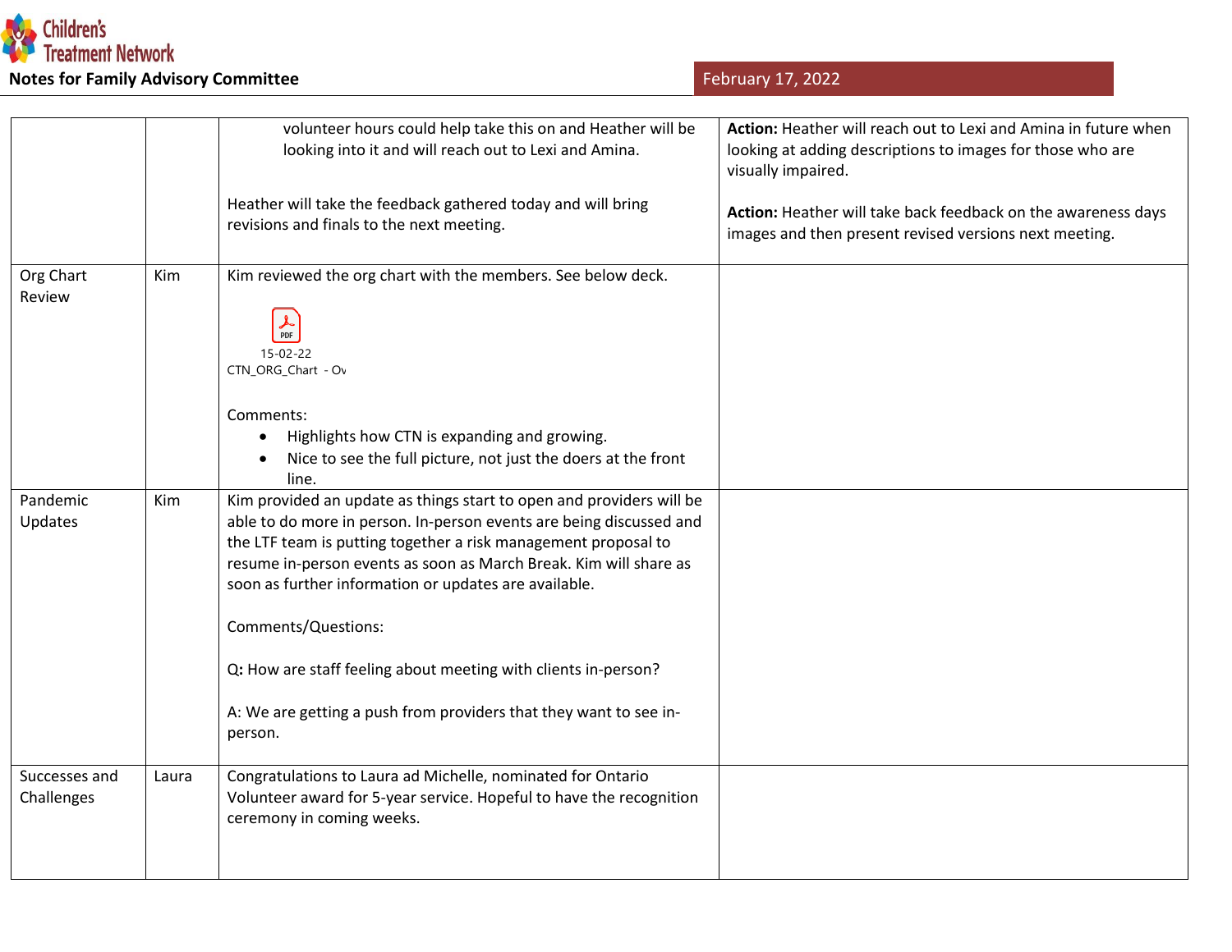| | | | |
|---|---|---|---|
| | | volunteer hours could help take this on and Heather will be looking into it and will reach out to Lexi and Amina.<br><br>Heather will take the feedback gathered today and will bring revisions and finals to the next meeting. | **Action:** Heather will reach out to Lexi and Amina in future when looking at adding descriptions to images for those who are visually impaired.<br><br>**Action:** Heather will take back feedback on the awareness days images and then present revised versions next meeting. |
| Org Chart Review | Kim | Kim reviewed the org chart with the members. See below deck.<br><br>15-02-22 CTN_ORG_Chart - Ov<br><br>Comments:<br>• Highlights how CTN is expanding and growing.<br>• Nice to see the full picture, not just the doers at the front line. | |
| Pandemic Updates | Kim | Kim provided an update as things start to open and providers will be able to do more in person. In-person events are being discussed and the LTF team is putting together a risk management proposal to resume in-person events as soon as March Break. Kim will share as soon as further information or updates are available.<br><br>Comments/Questions:<br><br>Q**:** How are staff feeling about meeting with clients in-person?<br><br>A: We are getting a push from providers that they want to see in-person. | |
| Successes and Challenges | Laura | Congratulations to Laura ad Michelle, nominated for Ontario Volunteer award for 5-year service. Hopeful to have the recognition ceremony in coming weeks. | |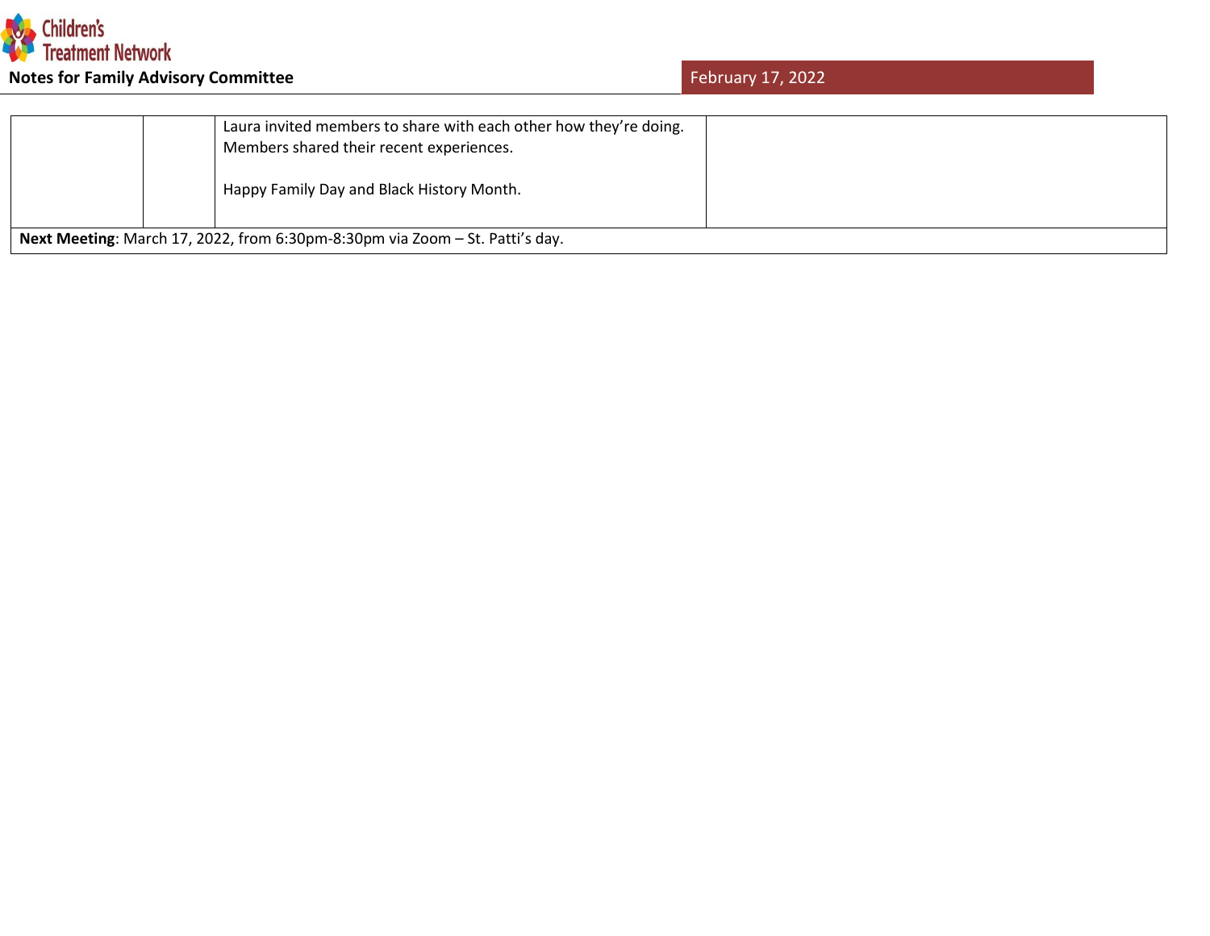| | | | |
|---|---|---|---|
| | | Laura invited members to share with each other how they're doing. Members shared their recent experiences.<br><br>Happy Family Day and Black History Month. | |
| **Next Meeting**: March 17, 2022, from 6:30pm-8:30pm via Zoom – St. Patti's day. | | | |